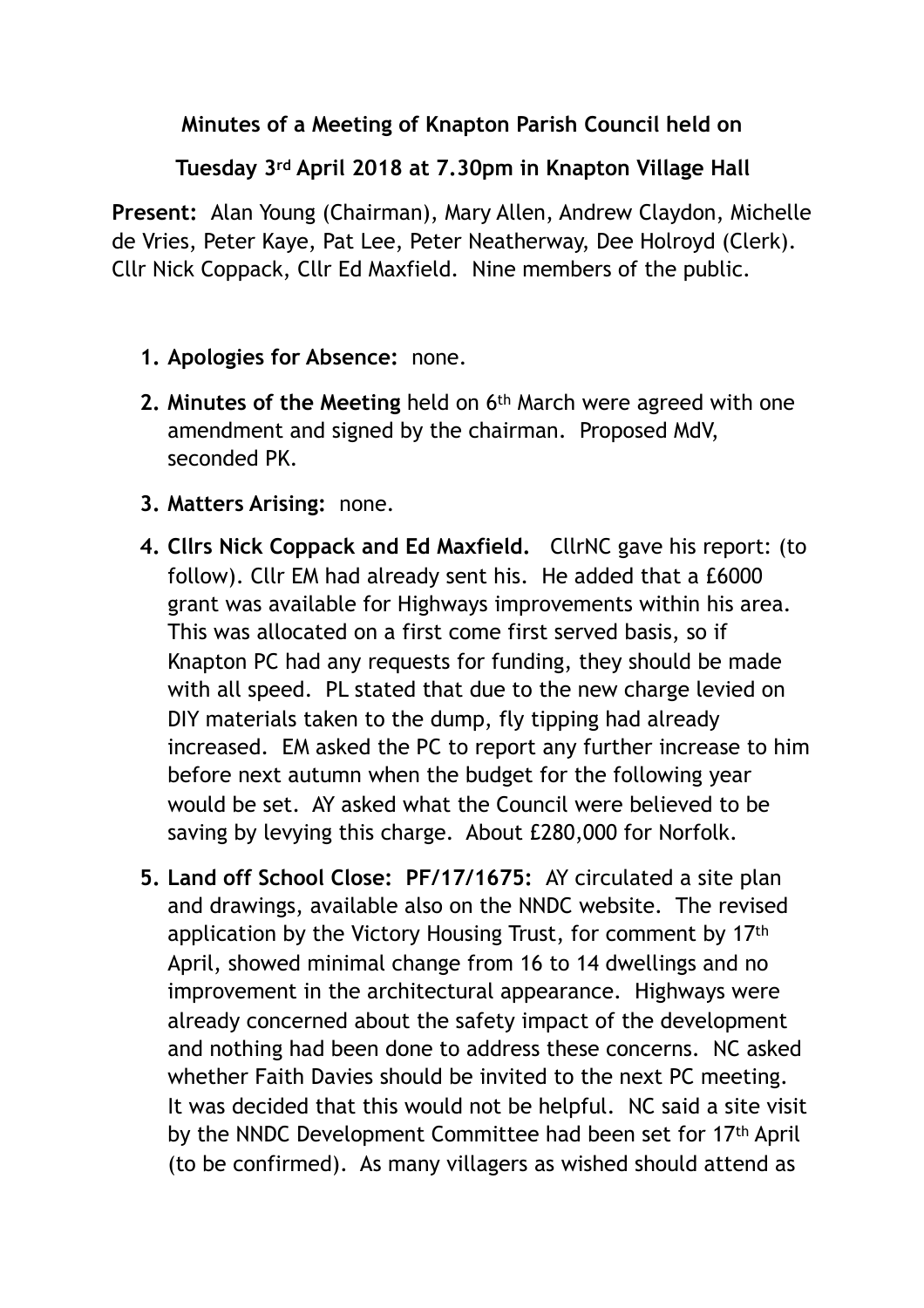**Minutes of a Meeting of Knapton Parish Council held on**

**Tuesday 3rd April 2018 at 7.30pm in Knapton Village Hall**

**Present:** Alan Young (Chairman), Mary Allen, Andrew Claydon, Michelle de Vries, Peter Kaye, Pat Lee, Peter Neatherway, Dee Holroyd (Clerk). Cllr Nick Coppack, Cllr Ed Maxfield. Nine members of the public.

1. **Apologies for Absence:** none.
2. **Minutes of the Meeting** held on 6th March were agreed with one amendment and signed by the chairman. Proposed MdV, seconded PK.
3. **Matters Arising:** none.
4. **Cllrs Nick Coppack and Ed Maxfield.** CllrNC gave his report: (to follow). Cllr EM had already sent his. He added that a £6000 grant was available for Highways improvements within his area. This was allocated on a first come first served basis, so if Knapton PC had any requests for funding, they should be made with all speed. PL stated that due to the new charge levied on DIY materials taken to the dump, fly tipping had already increased. EM asked the PC to report any further increase to him before next autumn when the budget for the following year would be set. AY asked what the Council were believed to be saving by levying this charge. About £280,000 for Norfolk.
5. **Land off School Close: PF/17/1675:** AY circulated a site plan and drawings, available also on the NNDC website. The revised application by the Victory Housing Trust, for comment by 17th April, showed minimal change from 16 to 14 dwellings and no improvement in the architectural appearance. Highways were already concerned about the safety impact of the development and nothing had been done to address these concerns. NC asked whether Faith Davies should be invited to the next PC meeting. It was decided that this would not be helpful. NC said a site visit by the NNDC Development Committee had been set for 17th April (to be confirmed). As many villagers as wished should attend as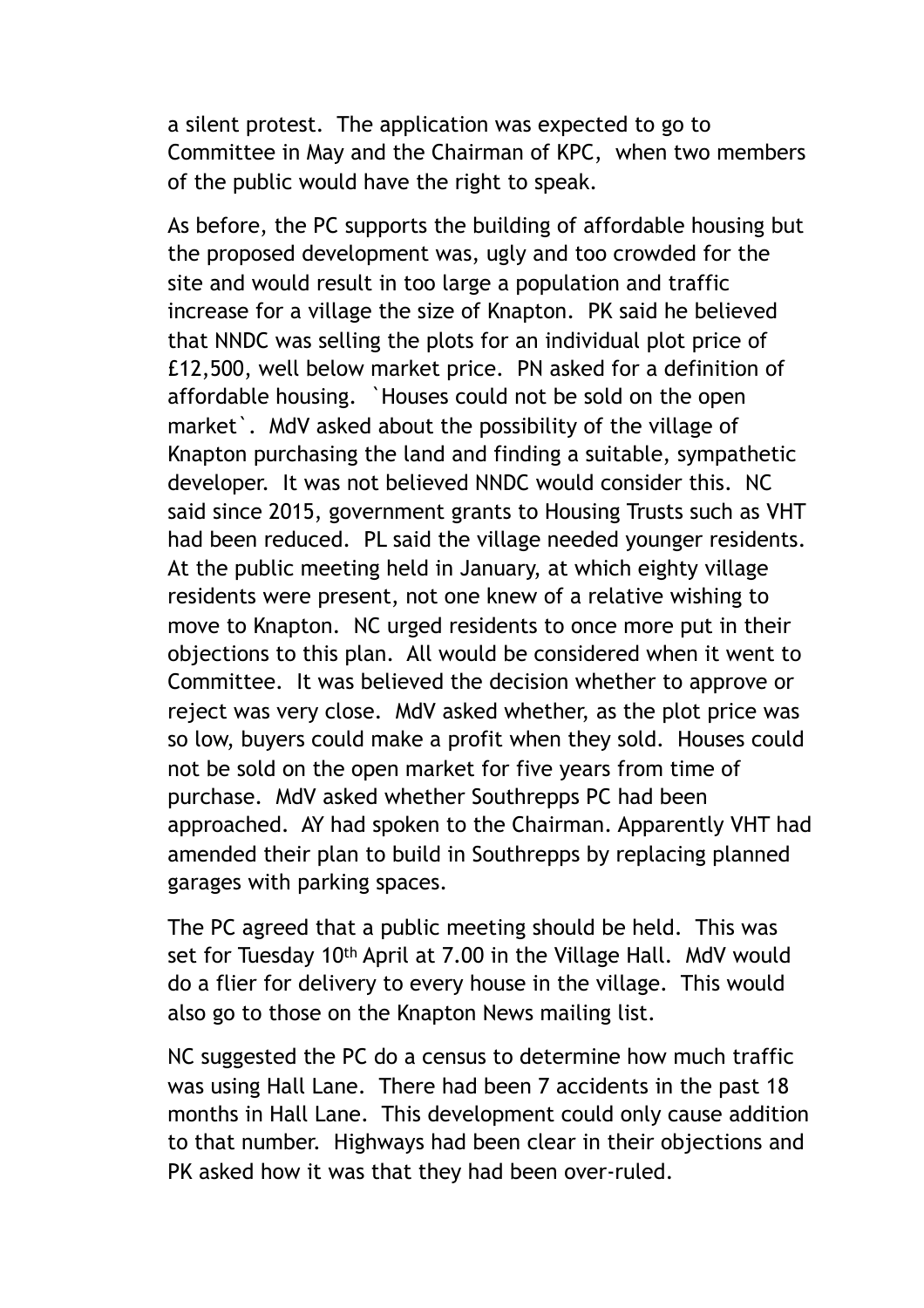a silent protest. The application was expected to go to Committee in May and the Chairman of KPC, when two members of the public would have the right to speak.

As before, the PC supports the building of affordable housing but the proposed development was, ugly and too crowded for the site and would result in too large a population and traffic increase for a village the size of Knapton. PK said he believed that NNDC was selling the plots for an individual plot price of £12,500, well below market price. PN asked for a definition of affordable housing. `Houses could not be sold on the open market`. MdV asked about the possibility of the village of Knapton purchasing the land and finding a suitable, sympathetic developer. It was not believed NNDC would consider this. NC said since 2015, government grants to Housing Trusts such as VHT had been reduced. PL said the village needed younger residents. At the public meeting held in January, at which eighty village residents were present, not one knew of a relative wishing to move to Knapton. NC urged residents to once more put in their objections to this plan. All would be considered when it went to Committee. It was believed the decision whether to approve or reject was very close. MdV asked whether, as the plot price was so low, buyers could make a profit when they sold. Houses could not be sold on the open market for five years from time of purchase. MdV asked whether Southrepps PC had been approached. AY had spoken to the Chairman. Apparently VHT had amended their plan to build in Southrepps by replacing planned garages with parking spaces.

The PC agreed that a public meeting should be held. This was set for Tuesday 10th April at 7.00 in the Village Hall. MdV would do a flier for delivery to every house in the village. This would also go to those on the Knapton News mailing list.

NC suggested the PC do a census to determine how much traffic was using Hall Lane. There had been 7 accidents in the past 18 months in Hall Lane. This development could only cause addition to that number. Highways had been clear in their objections and PK asked how it was that they had been over-ruled.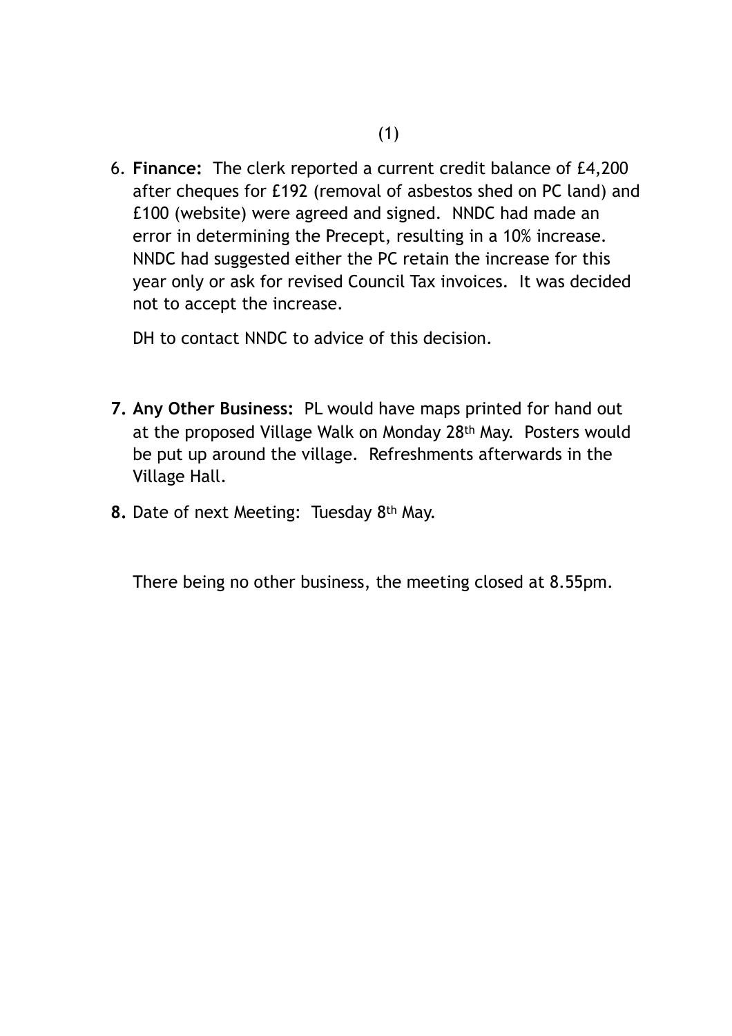6. **Finance:** The clerk reported a current credit balance of £4,200 after cheques for £192 (removal of asbestos shed on PC land) and £100 (website) were agreed and signed. NNDC had made an error in determining the Precept, resulting in a 10% increase. NNDC had suggested either the PC retain the increase for this year only or ask for revised Council Tax invoices. It was decided not to accept the increase.

   DH to contact NNDC to advice of this decision.

7. **Any Other Business:** PL would have maps printed for hand out at the proposed Village Walk on Monday 28th May. Posters would be put up around the village. Refreshments afterwards in the Village Hall.

8. Date of next Meeting: Tuesday 8th May.

There being no other business, the meeting closed at 8.55pm.